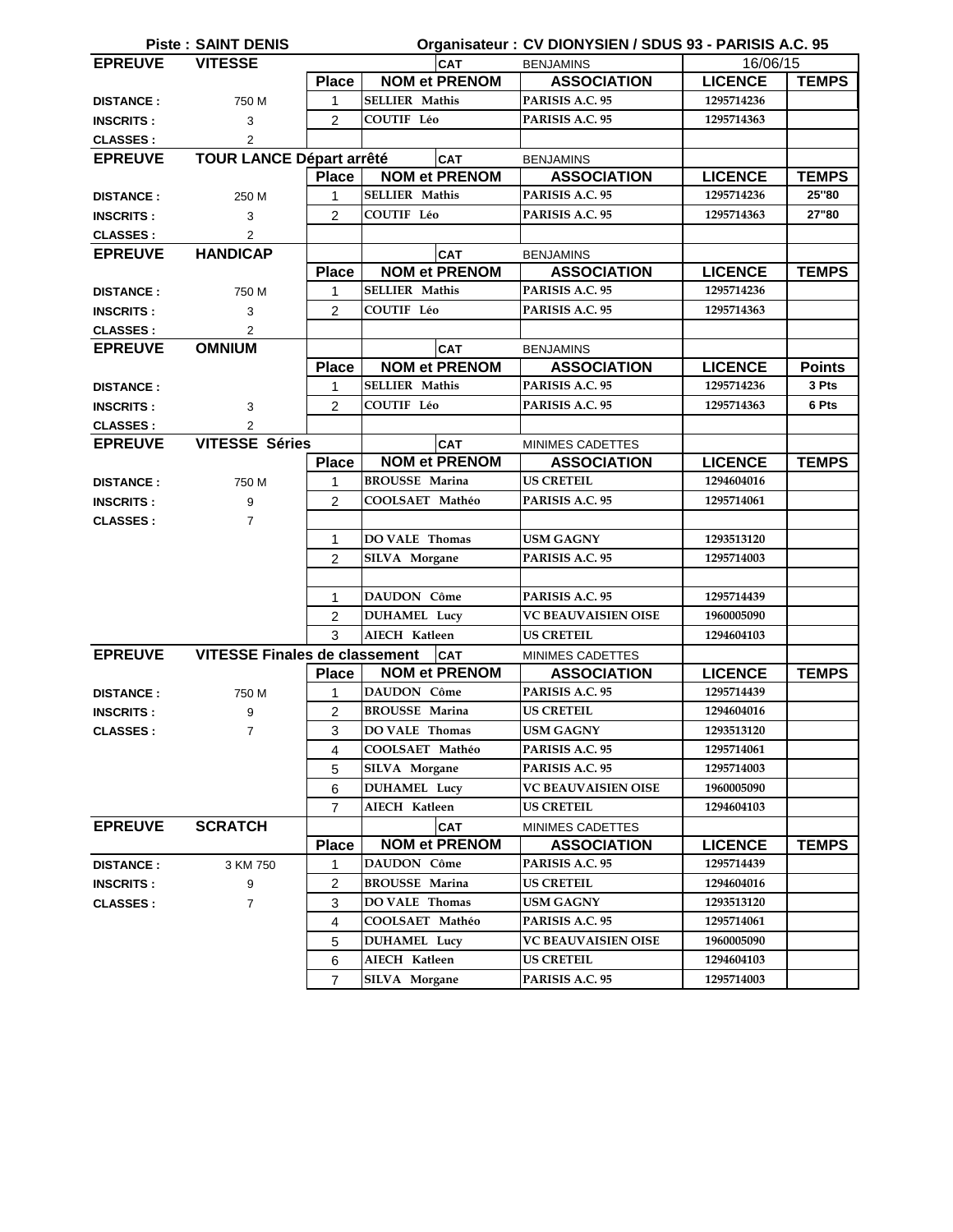**Piste : SAINT DENIS** **Organisateur : CV DIONYSIEN / SDUS 93 - PARISIS A.C. 95**

| | | | | | | |
|---|---|---|---|---|---|---|
| **EPREUVE** | **VITESSE** | | **CAT** | BENJAMINS | 16/06/15 | |
| | | **Place** | **NOM et PRENOM** | **ASSOCIATION** | **LICENCE** | **TEMPS** |
| **DISTANCE :** | 750 M | 1 | SELLIER Mathis | PARISIS A.C. 95 | 1295714236 | |
| **INSCRITS :** | 3 | 2 | COUTIF Léo | PARISIS A.C. 95 | 1295714363 | |
| **CLASSES :** | 2 | | | | | |
| **EPREUVE** | **TOUR LANCE Départ arrêté** | | **CAT** | BENJAMINS | | |
| | | **Place** | **NOM et PRENOM** | **ASSOCIATION** | **LICENCE** | **TEMPS** |
| **DISTANCE :** | 250 M | 1 | SELLIER Mathis | PARISIS A.C. 95 | 1295714236 | 25''80 |
| **INSCRITS :** | 3 | 2 | COUTIF Léo | PARISIS A.C. 95 | 1295714363 | 27''80 |
| **CLASSES :** | 2 | | | | | |
| **EPREUVE** | **HANDICAP** | | **CAT** | BENJAMINS | | |
| | | **Place** | **NOM et PRENOM** | **ASSOCIATION** | **LICENCE** | **TEMPS** |
| **DISTANCE :** | 750 M | 1 | SELLIER Mathis | PARISIS A.C. 95 | 1295714236 | |
| **INSCRITS :** | 3 | 2 | COUTIF Léo | PARISIS A.C. 95 | 1295714363 | |
| **CLASSES :** | 2 | | | | | |
| **EPREUVE** | **OMNIUM** | | **CAT** | BENJAMINS | | |
| | | **Place** | **NOM et PRENOM** | **ASSOCIATION** | **LICENCE** | **Points** |
| **DISTANCE :** | | 1 | SELLIER Mathis | PARISIS A.C. 95 | 1295714236 | 3 Pts |
| **INSCRITS :** | 3 | 2 | COUTIF Léo | PARISIS A.C. 95 | 1295714363 | 6 Pts |
| **CLASSES :** | 2 | | | | | |
| **EPREUVE** | **VITESSE Séries** | | **CAT** | MINIMES CADETTES | | |
| | | **Place** | **NOM et PRENOM** | **ASSOCIATION** | **LICENCE** | **TEMPS** |
| **DISTANCE :** | 750 M | 1 | BROUSSE Marina | US CRETEIL | 1294604016 | |
| **INSCRITS :** | 9 | 2 | COOLSAET Mathéo | PARISIS A.C. 95 | 1295714061 | |
| **CLASSES :** | 7 | | | | | |
| | | 1 | DO VALE Thomas | USM GAGNY | 1293513120 | |
| | | 2 | SILVA Morgane | PARISIS A.C. 95 | 1295714003 | |
| | | | | | | |
| | | 1 | DAUDON Côme | PARISIS A.C. 95 | 1295714439 | |
| | | 2 | DUHAMEL Lucy | VC BEAUVAISIEN OISE | 1960005090 | |
| | | 3 | AIECH Katleen | US CRETEIL | 1294604103 | |
| **EPREUVE** | **VITESSE Finales de classement** | | **CAT** | MINIMES CADETTES | | |
| | | **Place** | **NOM et PRENOM** | **ASSOCIATION** | **LICENCE** | **TEMPS** |
| **DISTANCE :** | 750 M | 1 | DAUDON Côme | PARISIS A.C. 95 | 1295714439 | |
| **INSCRITS :** | 9 | 2 | BROUSSE Marina | US CRETEIL | 1294604016 | |
| **CLASSES :** | 7 | 3 | DO VALE Thomas | USM GAGNY | 1293513120 | |
| | | 4 | COOLSAET Mathéo | PARISIS A.C. 95 | 1295714061 | |
| | | 5 | SILVA Morgane | PARISIS A.C. 95 | 1295714003 | |
| | | 6 | DUHAMEL Lucy | VC BEAUVAISIEN OISE | 1960005090 | |
| | | 7 | AIECH Katleen | US CRETEIL | 1294604103 | |
| **EPREUVE** | **SCRATCH** | | **CAT** | MINIMES CADETTES | | |
| | | **Place** | **NOM et PRENOM** | **ASSOCIATION** | **LICENCE** | **TEMPS** |
| **DISTANCE :** | 3 KM 750 | 1 | DAUDON Côme | PARISIS A.C. 95 | 1295714439 | |
| **INSCRITS :** | 9 | 2 | BROUSSE Marina | US CRETEIL | 1294604016 | |
| **CLASSES :** | 7 | 3 | DO VALE Thomas | USM GAGNY | 1293513120 | |
| | | 4 | COOLSAET Mathéo | PARISIS A.C. 95 | 1295714061 | |
| | | 5 | DUHAMEL Lucy | VC BEAUVAISIEN OISE | 1960005090 | |
| | | 6 | AIECH Katleen | US CRETEIL | 1294604103 | |
| | | 7 | SILVA Morgane | PARISIS A.C. 95 | 1295714003 | |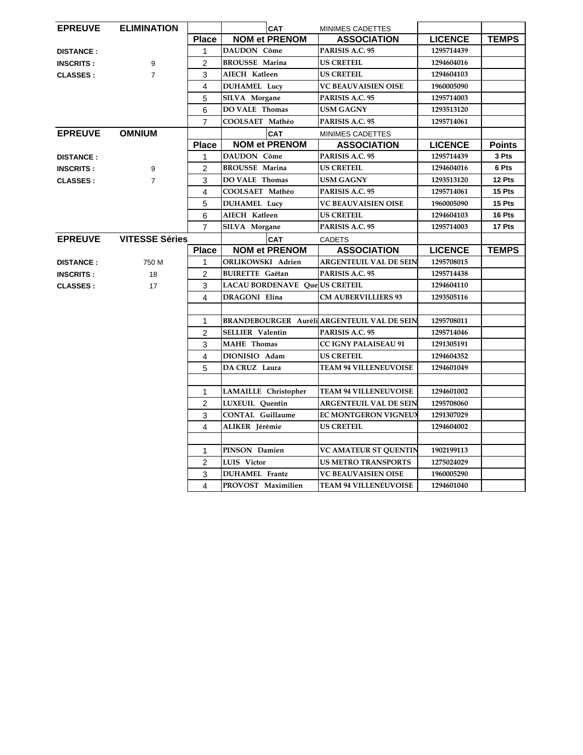| EPREUVE | ELIMINATION | | CAT | MINIMES CADETTES | | |
|---|---|---|---|---|---|---|
| | | Place | NOM et PRENOM | ASSOCIATION | LICENCE | TEMPS |
| DISTANCE : | | 1 | DAUDON Côme | PARISIS A.C. 95 | 1295714439 | |
| INSCRITS : | 9 | 2 | BROUSSE Marina | US CRETEIL | 1294604016 | |
| CLASSES : | 7 | 3 | AIECH Katleen | US CRETEIL | 1294604103 | |
| | | 4 | DUHAMEL Lucy | VC BEAUVAISIEN OISE | 1960005090 | |
| | | 5 | SILVA Morgane | PARISIS A.C. 95 | 1295714003 | |
| | | 6 | DO VALE Thomas | USM GAGNY | 1293513120 | |
| | | 7 | COOLSAET Mathéo | PARISIS A.C. 95 | 1295714061 | |

| EPREUVE | OMNIUM | | CAT | MINIMES CADETTES | | |
|---|---|---|---|---|---|---|
| | | Place | NOM et PRENOM | ASSOCIATION | LICENCE | Points |
| DISTANCE : | | 1 | DAUDON Côme | PARISIS A.C. 95 | 1295714439 | 3 Pts |
| INSCRITS : | 9 | 2 | BROUSSE Marina | US CRETEIL | 1294604016 | 6 Pts |
| CLASSES : | 7 | 3 | DO VALE Thomas | USM GAGNY | 1293513120 | 12 Pts |
| | | 4 | COOLSAET Mathéo | PARISIS A.C. 95 | 1295714061 | 15 Pts |
| | | 5 | DUHAMEL Lucy | VC BEAUVAISIEN OISE | 1960005090 | 15 Pts |
| | | 6 | AIECH Katleen | US CRETEIL | 1294604103 | 16 Pts |
| | | 7 | SILVA Morgane | PARISIS A.C. 95 | 1295714003 | 17 Pts |

| EPREUVE | VITESSE Séries | | CAT | CADETS | | |
|---|---|---|---|---|---|---|
| | | Place | NOM et PRENOM | ASSOCIATION | LICENCE | TEMPS |
| DISTANCE : | 750 M | 1 | ORLIKOWSKI Adrien | ARGENTEUIL VAL DE SEIN | 1295708015 | |
| INSCRITS : | 18 | 2 | BUIRETTE Gaëtan | PARISIS A.C. 95 | 1295714438 | |
| CLASSES : | 17 | 3 | LACAU BORDENAVE Que | US CRETEIL | 1294604110 | |
| | | 4 | DRAGONI Elina | CM AUBERVILLIERS 93 | 1293505116 | |
| | | | | | | |
| | | 1 | BRANDEBOURGER Auréli | ARGENTEUIL VAL DE SEIN | 1295708011 | |
| | | 2 | SELLIER Valentin | PARISIS A.C. 95 | 1295714046 | |
| | | 3 | MAHE Thomas | CC IGNY PALAISEAU 91 | 1291305191 | |
| | | 4 | DIONISIO Adam | US CRETEIL | 1294604352 | |
| | | 5 | DA CRUZ Laura | TEAM 94 VILLENEUVOISE | 1294601049 | |
| | | | | | | |
| | | 1 | LAMAILLE Christopher | TEAM 94 VILLENEUVOISE | 1294601002 | |
| | | 2 | LUXEUIL Quentin | ARGENTEUIL VAL DE SEIN | 1295708060 | |
| | | 3 | CONTAL Guillaume | EC MONTGERON VIGNEUX | 1291307029 | |
| | | 4 | ALIKER Jérémie | US CRETEIL | 1294604002 | |
| | | | | | | |
| | | 1 | PINSON Damien | VC AMATEUR ST QUENTIN | 1902199113 | |
| | | 2 | LUIS Victor | US METRO TRANSPORTS | 1275024029 | |
| | | 3 | DUHAMEL Frantz | VC BEAUVAISIEN OISE | 1960005290 | |
| | | 4 | PROVOST Maximilien | TEAM 94 VILLENEUVOISE | 1294601040 | |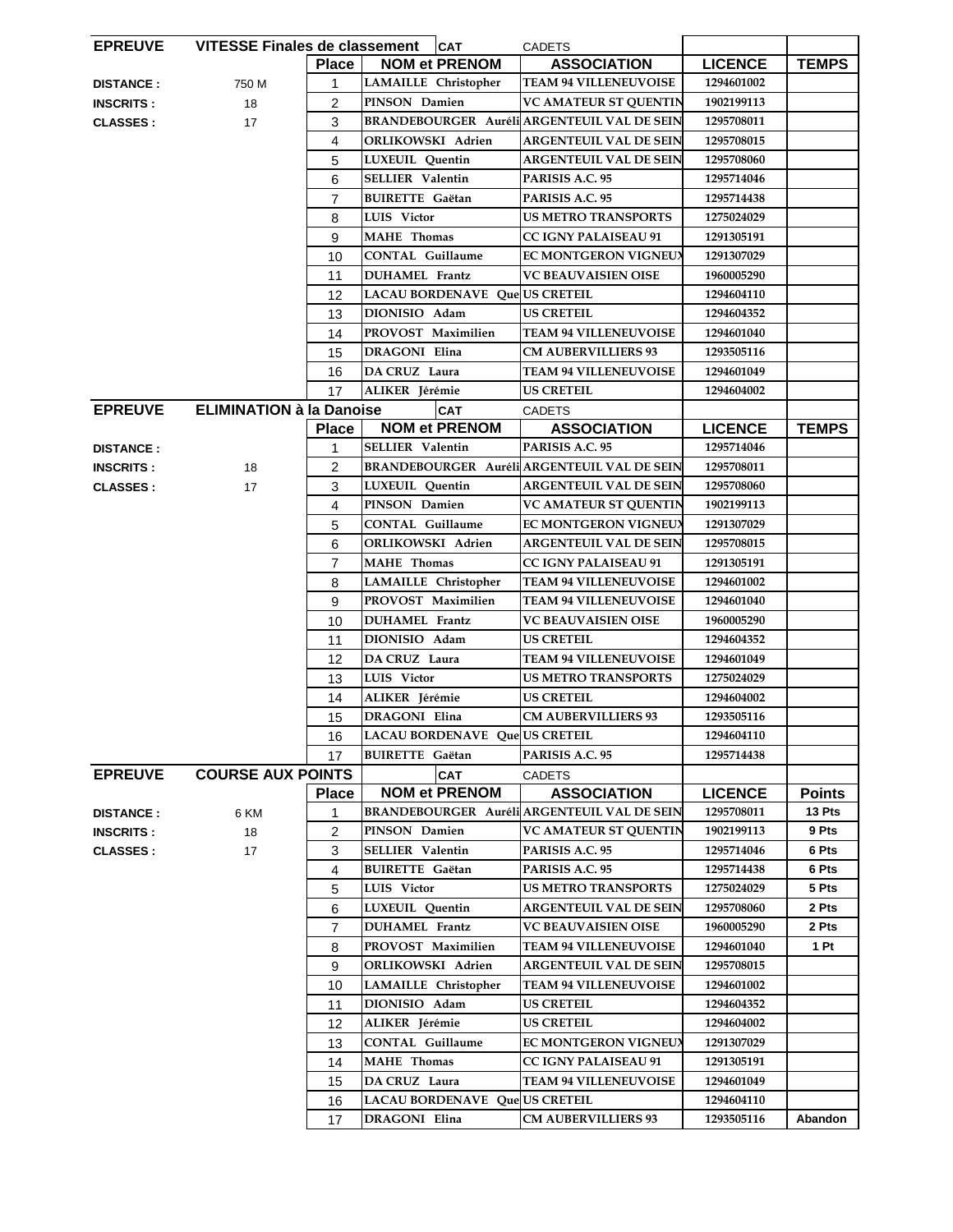| EPREUVE | VITESSE Finales de classement | | CAT | CADETS | | |
|---|---|---|---|---|---|---|
| | | Place | NOM et PRENOM | ASSOCIATION | LICENCE | TEMPS |
| DISTANCE : | 750 M | 1 | LAMAILLE Christopher | TEAM 94 VILLENEUVOISE | 1294601002 | |
| INSCRITS : | 18 | 2 | PINSON Damien | VC AMATEUR ST QUENTIN | 1902199113 | |
| CLASSES : | 17 | 3 | BRANDEBOURGER Auréli | ARGENTEUIL VAL DE SEIN | 1295708011 | |
| | | 4 | ORLIKOWSKI Adrien | ARGENTEUIL VAL DE SEIN | 1295708015 | |
| | | 5 | LUXEUIL Quentin | ARGENTEUIL VAL DE SEIN | 1295708060 | |
| | | 6 | SELLIER Valentin | PARISIS A.C. 95 | 1295714046 | |
| | | 7 | BUIRETTE Gaëtan | PARISIS A.C. 95 | 1295714438 | |
| | | 8 | LUIS Victor | US METRO TRANSPORTS | 1275024029 | |
| | | 9 | MAHE Thomas | CC IGNY PALAISEAU 91 | 1291305191 | |
| | | 10 | CONTAL Guillaume | EC MONTGERON VIGNEUX | 1291307029 | |
| | | 11 | DUHAMEL Frantz | VC BEAUVAISIEN OISE | 1960005290 | |
| | | 12 | LACAU BORDENAVE Que | US CRETEIL | 1294604110 | |
| | | 13 | DIONISIO Adam | US CRETEIL | 1294604352 | |
| | | 14 | PROVOST Maximilien | TEAM 94 VILLENEUVOISE | 1294601040 | |
| | | 15 | DRAGONI Elina | CM AUBERVILLIERS 93 | 1293505116 | |
| | | 16 | DA CRUZ Laura | TEAM 94 VILLENEUVOISE | 1294601049 | |
| | | 17 | ALIKER Jérémie | US CRETEIL | 1294604002 | |

| EPREUVE | ELIMINATION à la Danoise | | CAT | CADETS | | |
|---|---|---|---|---|---|---|
| | | Place | NOM et PRENOM | ASSOCIATION | LICENCE | TEMPS |
| DISTANCE : | | 1 | SELLIER Valentin | PARISIS A.C. 95 | 1295714046 | |
| INSCRITS : | 18 | 2 | BRANDEBOURGER Auréli | ARGENTEUIL VAL DE SEIN | 1295708011 | |
| CLASSES : | 17 | 3 | LUXEUIL Quentin | ARGENTEUIL VAL DE SEIN | 1295708060 | |
| | | 4 | PINSON Damien | VC AMATEUR ST QUENTIN | 1902199113 | |
| | | 5 | CONTAL Guillaume | EC MONTGERON VIGNEUX | 1291307029 | |
| | | 6 | ORLIKOWSKI Adrien | ARGENTEUIL VAL DE SEIN | 1295708015 | |
| | | 7 | MAHE Thomas | CC IGNY PALAISEAU 91 | 1291305191 | |
| | | 8 | LAMAILLE Christopher | TEAM 94 VILLENEUVOISE | 1294601002 | |
| | | 9 | PROVOST Maximilien | TEAM 94 VILLENEUVOISE | 1294601040 | |
| | | 10 | DUHAMEL Frantz | VC BEAUVAISIEN OISE | 1960005290 | |
| | | 11 | DIONISIO Adam | US CRETEIL | 1294604352 | |
| | | 12 | DA CRUZ Laura | TEAM 94 VILLENEUVOISE | 1294601049 | |
| | | 13 | LUIS Victor | US METRO TRANSPORTS | 1275024029 | |
| | | 14 | ALIKER Jérémie | US CRETEIL | 1294604002 | |
| | | 15 | DRAGONI Elina | CM AUBERVILLIERS 93 | 1293505116 | |
| | | 16 | LACAU BORDENAVE Que | US CRETEIL | 1294604110 | |
| | | 17 | BUIRETTE Gaëtan | PARISIS A.C. 95 | 1295714438 | |

| EPREUVE | COURSE AUX POINTS | | CAT | CADETS | | |
|---|---|---|---|---|---|---|
| | | Place | NOM et PRENOM | ASSOCIATION | LICENCE | Points |
| DISTANCE : | 6 KM | 1 | BRANDEBOURGER Auréli | ARGENTEUIL VAL DE SEIN | 1295708011 | 13 Pts |
| INSCRITS : | 18 | 2 | PINSON Damien | VC AMATEUR ST QUENTIN | 1902199113 | 9 Pts |
| CLASSES : | 17 | 3 | SELLIER Valentin | PARISIS A.C. 95 | 1295714046 | 6 Pts |
| | | 4 | BUIRETTE Gaëtan | PARISIS A.C. 95 | 1295714438 | 6 Pts |
| | | 5 | LUIS Victor | US METRO TRANSPORTS | 1275024029 | 5 Pts |
| | | 6 | LUXEUIL Quentin | ARGENTEUIL VAL DE SEIN | 1295708060 | 2 Pts |
| | | 7 | DUHAMEL Frantz | VC BEAUVAISIEN OISE | 1960005290 | 2 Pts |
| | | 8 | PROVOST Maximilien | TEAM 94 VILLENEUVOISE | 1294601040 | 1 Pt |
| | | 9 | ORLIKOWSKI Adrien | ARGENTEUIL VAL DE SEIN | 1295708015 | |
| | | 10 | LAMAILLE Christopher | TEAM 94 VILLENEUVOISE | 1294601002 | |
| | | 11 | DIONISIO Adam | US CRETEIL | 1294604352 | |
| | | 12 | ALIKER Jérémie | US CRETEIL | 1294604002 | |
| | | 13 | CONTAL Guillaume | EC MONTGERON VIGNEUX | 1291307029 | |
| | | 14 | MAHE Thomas | CC IGNY PALAISEAU 91 | 1291305191 | |
| | | 15 | DA CRUZ Laura | TEAM 94 VILLENEUVOISE | 1294601049 | |
| | | 16 | LACAU BORDENAVE Que | US CRETEIL | 1294604110 | |
| | | 17 | DRAGONI Elina | CM AUBERVILLIERS 93 | 1293505116 | Abandon |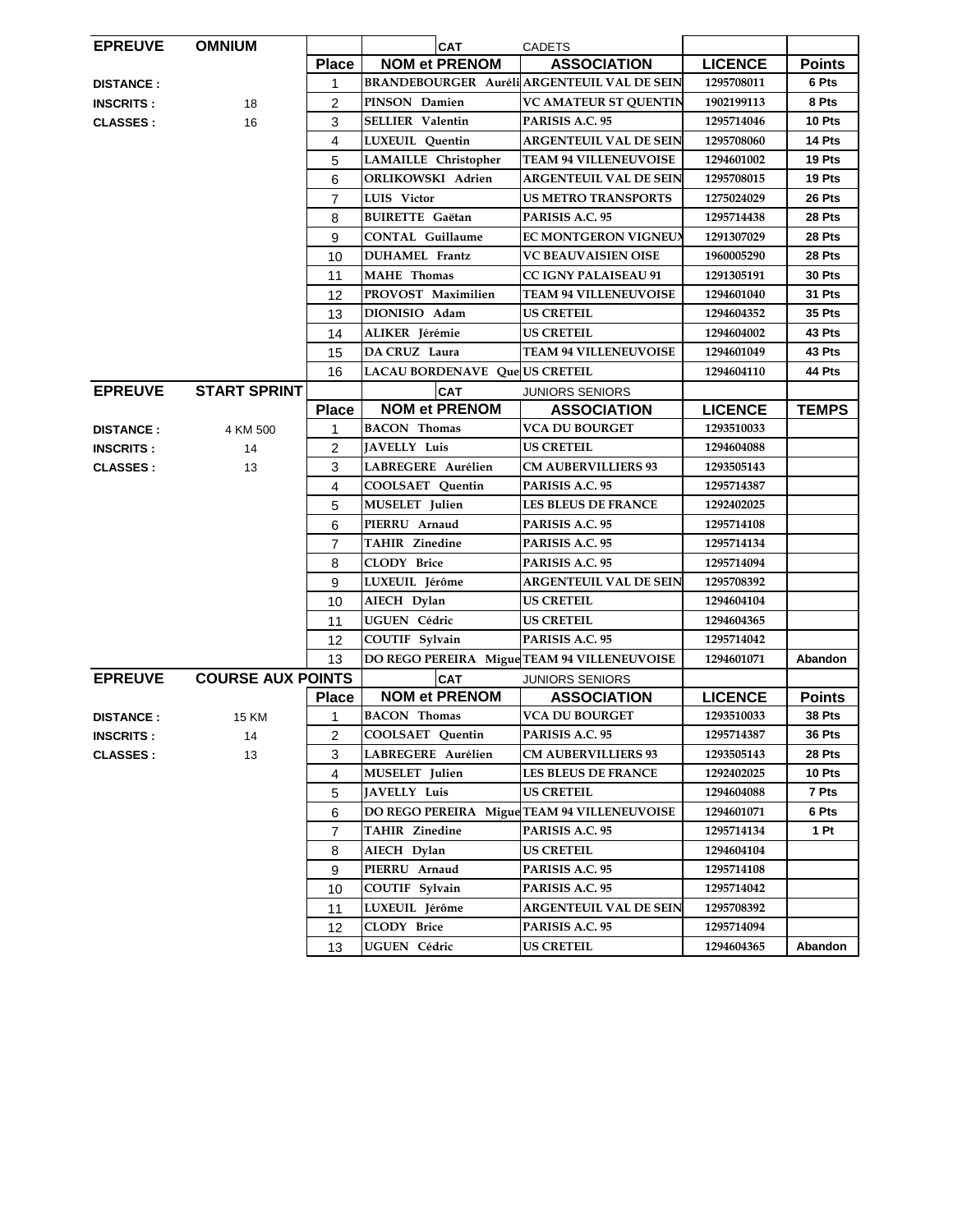| EPREUVE | OMNIUM | | | CAT | CADETS | | |
|---|---|---|---|---|---|---|---|
| | | Place | NOM et PRENOM | | ASSOCIATION | LICENCE | Points |
| DISTANCE : | | 1 | BRANDEBOURGER Auréli | | ARGENTEUIL VAL DE SEIN | 1295708011 | 6 Pts |
| INSCRITS : | 18 | 2 | PINSON Damien | | VC AMATEUR ST QUENTIN | 1902199113 | 8 Pts |
| CLASSES : | 16 | 3 | SELLIER Valentin | | PARISIS A.C. 95 | 1295714046 | 10 Pts |
| | | 4 | LUXEUIL Quentin | | ARGENTEUIL VAL DE SEIN | 1295708060 | 14 Pts |
| | | 5 | LAMAILLE Christopher | | TEAM 94 VILLENEUVOISE | 1294601002 | 19 Pts |
| | | 6 | ORLIKOWSKI Adrien | | ARGENTEUIL VAL DE SEIN | 1295708015 | 19 Pts |
| | | 7 | LUIS Victor | | US METRO TRANSPORTS | 1275024029 | 26 Pts |
| | | 8 | BUIRETTE Gaëtan | | PARISIS A.C. 95 | 1295714438 | 28 Pts |
| | | 9 | CONTAL Guillaume | | EC MONTGERON VIGNEUX | 1291307029 | 28 Pts |
| | | 10 | DUHAMEL Frantz | | VC BEAUVAISIEN OISE | 1960005290 | 28 Pts |
| | | 11 | MAHE Thomas | | CC IGNY PALAISEAU 91 | 1291305191 | 30 Pts |
| | | 12 | PROVOST Maximilien | | TEAM 94 VILLENEUVOISE | 1294601040 | 31 Pts |
| | | 13 | DIONISIO Adam | | US CRETEIL | 1294604352 | 35 Pts |
| | | 14 | ALIKER Jérémie | | US CRETEIL | 1294604002 | 43 Pts |
| | | 15 | DA CRUZ Laura | | TEAM 94 VILLENEUVOISE | 1294601049 | 43 Pts |
| | | 16 | LACAU BORDENAVE Que | | US CRETEIL | 1294604110 | 44 Pts |

| EPREUVE | START SPRINT | | | CAT | JUNIORS SENIORS | | |
|---|---|---|---|---|---|---|---|
| | | Place | NOM et PRENOM | | ASSOCIATION | LICENCE | TEMPS |
| DISTANCE : | 4 KM 500 | 1 | BACON Thomas | | VCA DU BOURGET | 1293510033 | |
| INSCRITS : | 14 | 2 | JAVELLY Luis | | US CRETEIL | 1294604088 | |
| CLASSES : | 13 | 3 | LABREGERE Aurélien | | CM AUBERVILLIERS 93 | 1293505143 | |
| | | 4 | COOLSAET Quentin | | PARISIS A.C. 95 | 1295714387 | |
| | | 5 | MUSELET Julien | | LES BLEUS DE FRANCE | 1292402025 | |
| | | 6 | PIERRU Arnaud | | PARISIS A.C. 95 | 1295714108 | |
| | | 7 | TAHIR Zinedine | | PARISIS A.C. 95 | 1295714134 | |
| | | 8 | CLODY Brice | | PARISIS A.C. 95 | 1295714094 | |
| | | 9 | LUXEUIL Jérôme | | ARGENTEUIL VAL DE SEIN | 1295708392 | |
| | | 10 | AIECH Dylan | | US CRETEIL | 1294604104 | |
| | | 11 | UGUEN Cédric | | US CRETEIL | 1294604365 | |
| | | 12 | COUTIF Sylvain | | PARISIS A.C. 95 | 1295714042 | |
| | | 13 | DO REGO PEREIRA Migue | | TEAM 94 VILLENEUVOISE | 1294601071 | Abandon |

| EPREUVE | COURSE AUX POINTS | | | CAT | JUNIORS SENIORS | | |
|---|---|---|---|---|---|---|---|
| | | Place | NOM et PRENOM | | ASSOCIATION | LICENCE | Points |
| DISTANCE : | 15 KM | 1 | BACON Thomas | | VCA DU BOURGET | 1293510033 | 38 Pts |
| INSCRITS : | 14 | 2 | COOLSAET Quentin | | PARISIS A.C. 95 | 1295714387 | 36 Pts |
| CLASSES : | 13 | 3 | LABREGERE Aurélien | | CM AUBERVILLIERS 93 | 1293505143 | 28 Pts |
| | | 4 | MUSELET Julien | | LES BLEUS DE FRANCE | 1292402025 | 10 Pts |
| | | 5 | JAVELLY Luis | | US CRETEIL | 1294604088 | 7 Pts |
| | | 6 | DO REGO PEREIRA Migue | | TEAM 94 VILLENEUVOISE | 1294601071 | 6 Pts |
| | | 7 | TAHIR Zinedine | | PARISIS A.C. 95 | 1295714134 | 1 Pt |
| | | 8 | AIECH Dylan | | US CRETEIL | 1294604104 | |
| | | 9 | PIERRU Arnaud | | PARISIS A.C. 95 | 1295714108 | |
| | | 10 | COUTIF Sylvain | | PARISIS A.C. 95 | 1295714042 | |
| | | 11 | LUXEUIL Jérôme | | ARGENTEUIL VAL DE SEIN | 1295708392 | |
| | | 12 | CLODY Brice | | PARISIS A.C. 95 | 1295714094 | |
| | | 13 | UGUEN Cédric | | US CRETEIL | 1294604365 | Abandon |